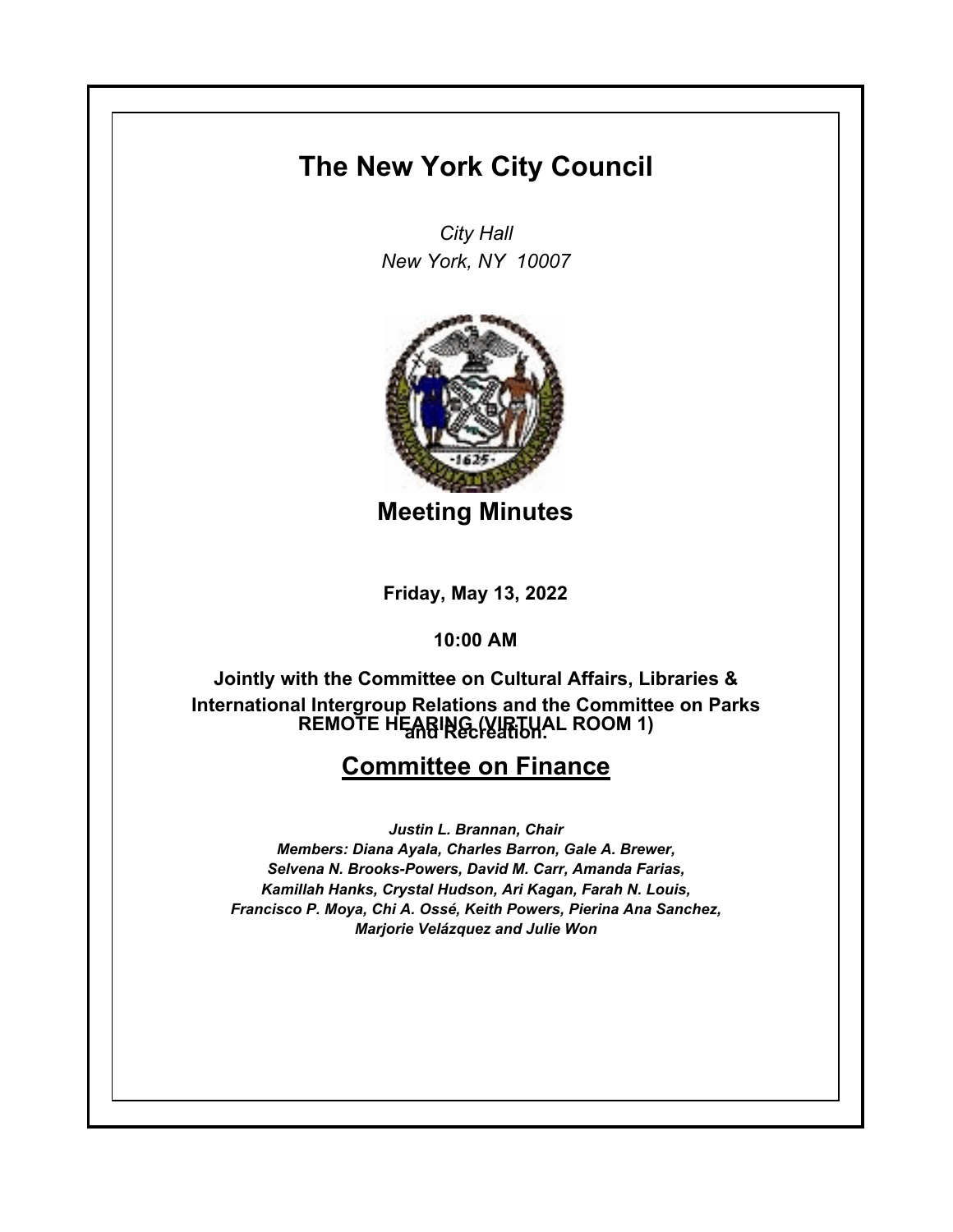# The New York City Council

*City Hall*
*New York, NY 10007*

## Meeting Minutes

**Friday, May 13, 2022**

**10:00 AM**

**Jointly with the Committee on Cultural Affairs, Libraries & International Intergroup Relations and the Committee on Parks and Recreation.**

**REMOTE HEARING (VIRTUAL ROOM 1)**

## Committee on Finance

***Justin L. Brannan, Chair***
***Members: Diana Ayala, Charles Barron, Gale A. Brewer, Selvena N. Brooks-Powers, David M. Carr, Amanda Farias, Kamillah Hanks, Crystal Hudson, Ari Kagan, Farah N. Louis, Francisco P. Moya, Chi A. Ossé, Keith Powers, Pierina Ana Sanchez, Marjorie Velázquez and Julie Won***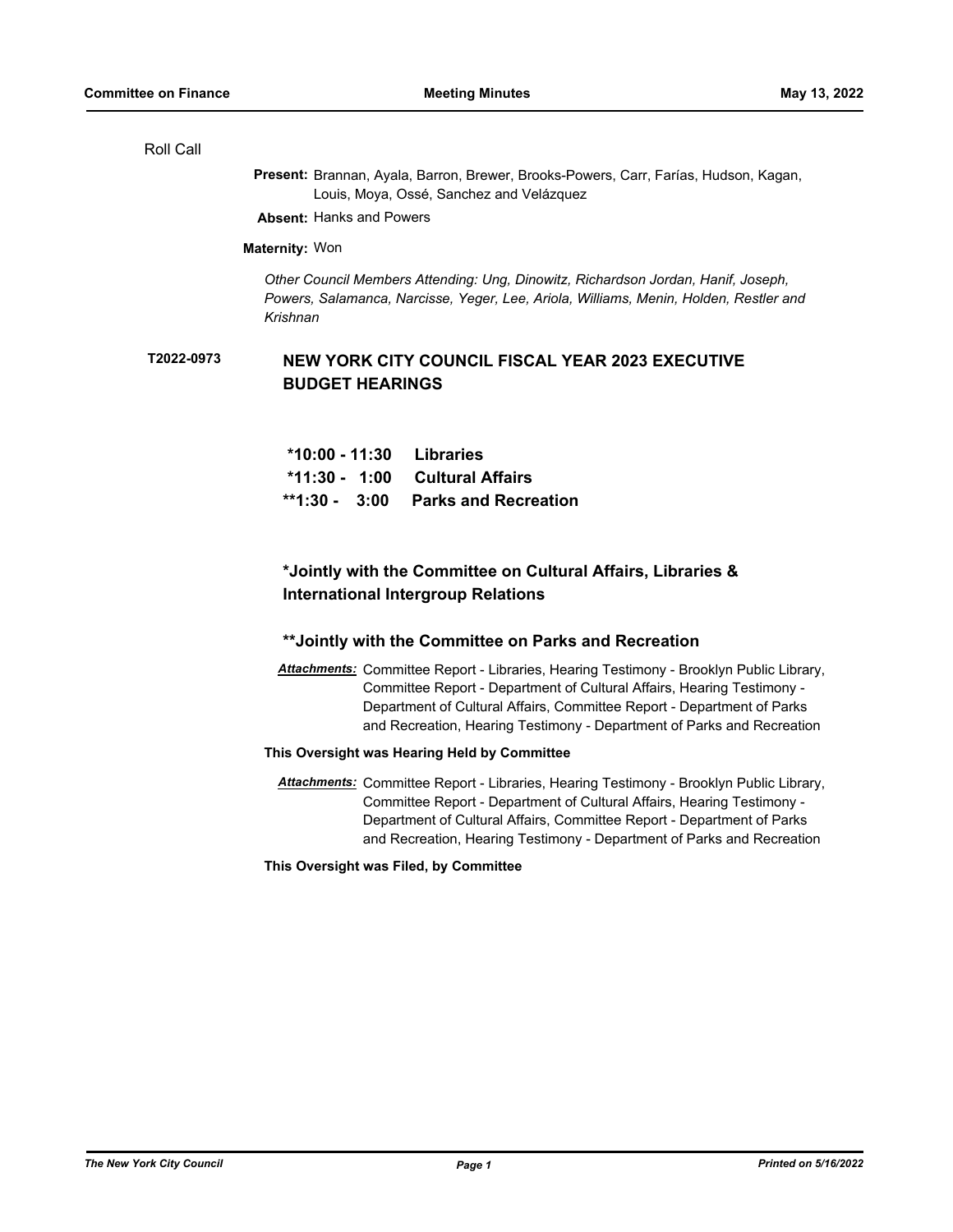Roll Call

**Present:** Brannan, Ayala, Barron, Brewer, Brooks-Powers, Carr, Farías, Hudson, Kagan, Louis, Moya, Ossé, Sanchez and Velázquez

**Absent:** Hanks and Powers

**Maternity:** Won

*Other Council Members Attending: Ung, Dinowitz, Richardson Jordan, Hanif, Joseph, Powers, Salamanca, Narcisse, Yeger, Lee, Ariola, Williams, Menin, Holden, Restler and Krishnan*

**T2022-0973**

## NEW YORK CITY COUNCIL FISCAL YEAR 2023 EXECUTIVE BUDGET HEARINGS

**\*10:00 - 11:30 Libraries**
**\*11:30 - 1:00 Cultural Affairs**
**\*\*1:30 - 3:00 Parks and Recreation**

**\*Jointly with the Committee on Cultural Affairs, Libraries & International Intergroup Relations**

**\*\*Jointly with the Committee on Parks and Recreation**

***Attachments:*** Committee Report - Libraries, Hearing Testimony - Brooklyn Public Library, Committee Report - Department of Cultural Affairs, Hearing Testimony - Department of Cultural Affairs, Committee Report - Department of Parks and Recreation, Hearing Testimony - Department of Parks and Recreation

**This Oversight was Hearing Held by Committee**

***Attachments:*** Committee Report - Libraries, Hearing Testimony - Brooklyn Public Library, Committee Report - Department of Cultural Affairs, Hearing Testimony - Department of Cultural Affairs, Committee Report - Department of Parks and Recreation, Hearing Testimony - Department of Parks and Recreation

**This Oversight was Filed, by Committee**